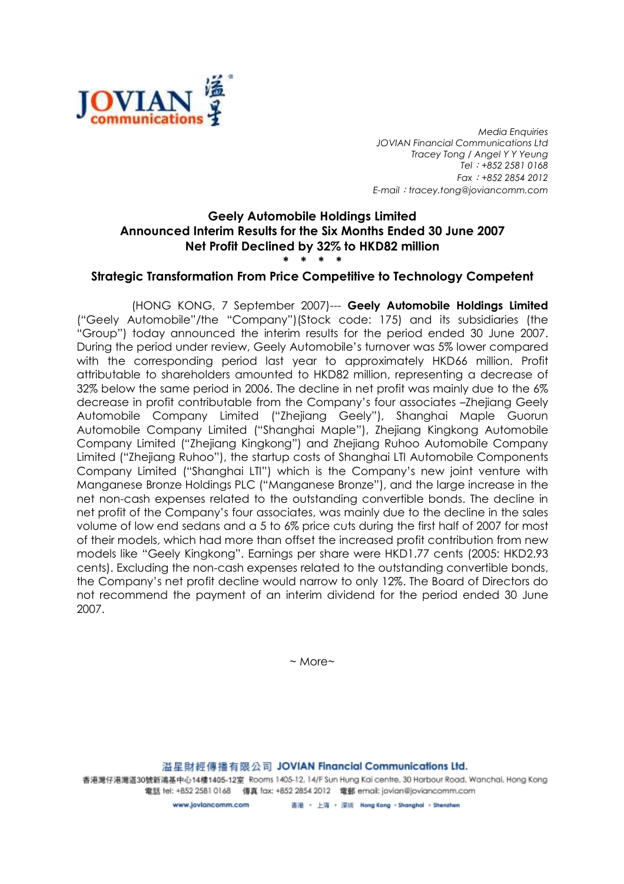JOVIAN communications 溢星

*Media Enquiries*
*JOVIAN Financial Communications Ltd*
*Tracey Tong / Angel Y Y Yeung*
*Tel：+852 2581 0168*
*Fax：+852 2854 2012*
*E-mail：tracey.tong@joviancomm.com*

# Geely Automobile Holdings Limited
# Announced Interim Results for the Six Months Ended 30 June 2007
# Net Profit Declined by 32% to HKD82 million

\* \* \* \*

## Strategic Transformation From Price Competitive to Technology Competent

(HONG KONG, 7 September 2007)--- **Geely Automobile Holdings Limited** ("Geely Automobile"/the "Company")(Stock code: 175) and its subsidiaries (the "Group") today announced the interim results for the period ended 30 June 2007. During the period under review, Geely Automobile's turnover was 5% lower compared with the corresponding period last year to approximately HKD66 million. Profit attributable to shareholders amounted to HKD82 million, representing a decrease of 32% below the same period in 2006. The decline in net profit was mainly due to the 6% decrease in profit contributable from the Company's four associates –Zhejiang Geely Automobile Company Limited ("Zhejiang Geely"), Shanghai Maple Guorun Automobile Company Limited ("Shanghai Maple"), Zhejiang Kingkong Automobile Company Limited ("Zhejiang Kingkong") and Zhejiang Ruhoo Automobile Company Limited ("Zhejiang Ruhoo"), the startup costs of Shanghai LTI Automobile Components Company Limited ("Shanghai LTI") which is the Company's new joint venture with Manganese Bronze Holdings PLC ("Manganese Bronze"), and the large increase in the net non-cash expenses related to the outstanding convertible bonds. The decline in net profit of the Company's four associates, was mainly due to the decline in the sales volume of low end sedans and a 5 to 6% price cuts during the first half of 2007 for most of their models, which had more than offset the increased profit contribution from new models like "Geely Kingkong". Earnings per share were HKD1.77 cents (2005: HKD2.93 cents). Excluding the non-cash expenses related to the outstanding convertible bonds, the Company's net profit decline would narrow to only 12%. The Board of Directors do not recommend the payment of an interim dividend for the period ended 30 June 2007.

~ More~

溢星財經傳播有限公司 JOVIAN Financial Communications Ltd.
香港灣仔港灣道30號新鴻基中心14樓1405-12室 Rooms 1405-12, 14/F Sun Hung Kai centre, 30 Harbour Road, Wanchai, Hong Kong
電話 tel: +852 2581 0168 傳真 fax: +852 2854 2012 電郵 email: jovian@joviancomm.com
www.joviancomm.com 香港 • 上海 • 深圳 Hong Kong • Shanghai • Shenzhen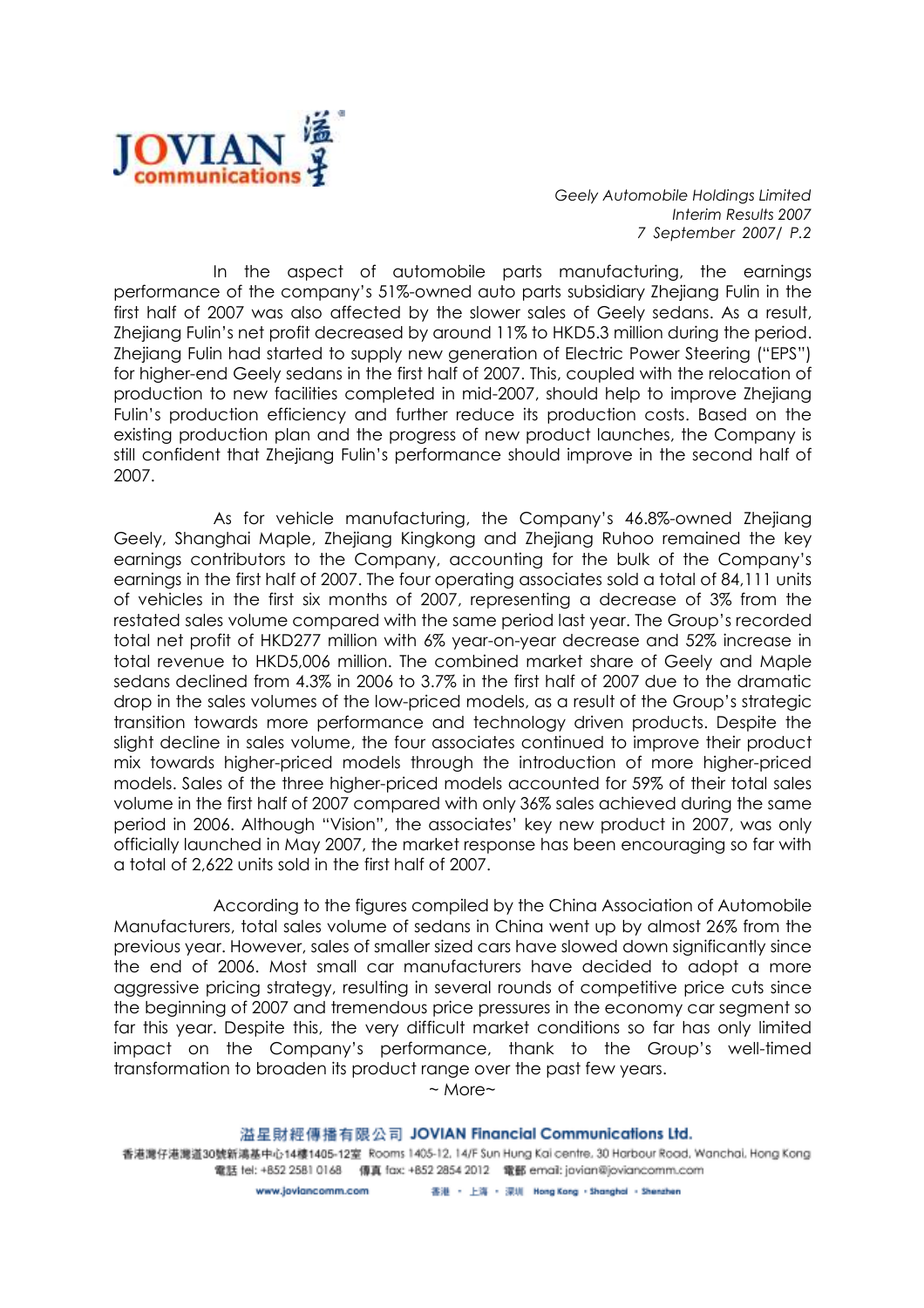In the aspect of automobile parts manufacturing, the earnings performance of the company's 51%-owned auto parts subsidiary Zhejiang Fulin in the first half of 2007 was also affected by the slower sales of Geely sedans. As a result, Zhejiang Fulin's net profit decreased by around 11% to HKD5.3 million during the period. Zhejiang Fulin had started to supply new generation of Electric Power Steering ("EPS") for higher-end Geely sedans in the first half of 2007. This, coupled with the relocation of production to new facilities completed in mid-2007, should help to improve Zhejiang Fulin's production efficiency and further reduce its production costs. Based on the existing production plan and the progress of new product launches, the Company is still confident that Zhejiang Fulin's performance should improve in the second half of 2007.

As for vehicle manufacturing, the Company's 46.8%-owned Zhejiang Geely, Shanghai Maple, Zhejiang Kingkong and Zhejiang Ruhoo remained the key earnings contributors to the Company, accounting for the bulk of the Company's earnings in the first half of 2007. The four operating associates sold a total of 84,111 units of vehicles in the first six months of 2007, representing a decrease of 3% from the restated sales volume compared with the same period last year. The Group's recorded total net profit of HKD277 million with 6% year-on-year decrease and 52% increase in total revenue to HKD5,006 million. The combined market share of Geely and Maple sedans declined from 4.3% in 2006 to 3.7% in the first half of 2007 due to the dramatic drop in the sales volumes of the low-priced models, as a result of the Group's strategic transition towards more performance and technology driven products. Despite the slight decline in sales volume, the four associates continued to improve their product mix towards higher-priced models through the introduction of more higher-priced models. Sales of the three higher-priced models accounted for 59% of their total sales volume in the first half of 2007 compared with only 36% sales achieved during the same period in 2006. Although "Vision", the associates' key new product in 2007, was only officially launched in May 2007, the market response has been encouraging so far with a total of 2,622 units sold in the first half of 2007.

According to the figures compiled by the China Association of Automobile Manufacturers, total sales volume of sedans in China went up by almost 26% from the previous year. However, sales of smaller sized cars have slowed down significantly since the end of 2006. Most small car manufacturers have decided to adopt a more aggressive pricing strategy, resulting in several rounds of competitive price cuts since the beginning of 2007 and tremendous price pressures in the economy car segment so far this year. Despite this, the very difficult market conditions so far has only limited impact on the Company's performance, thank to the Group's well-timed transformation to broaden its product range over the past few years.

~ More~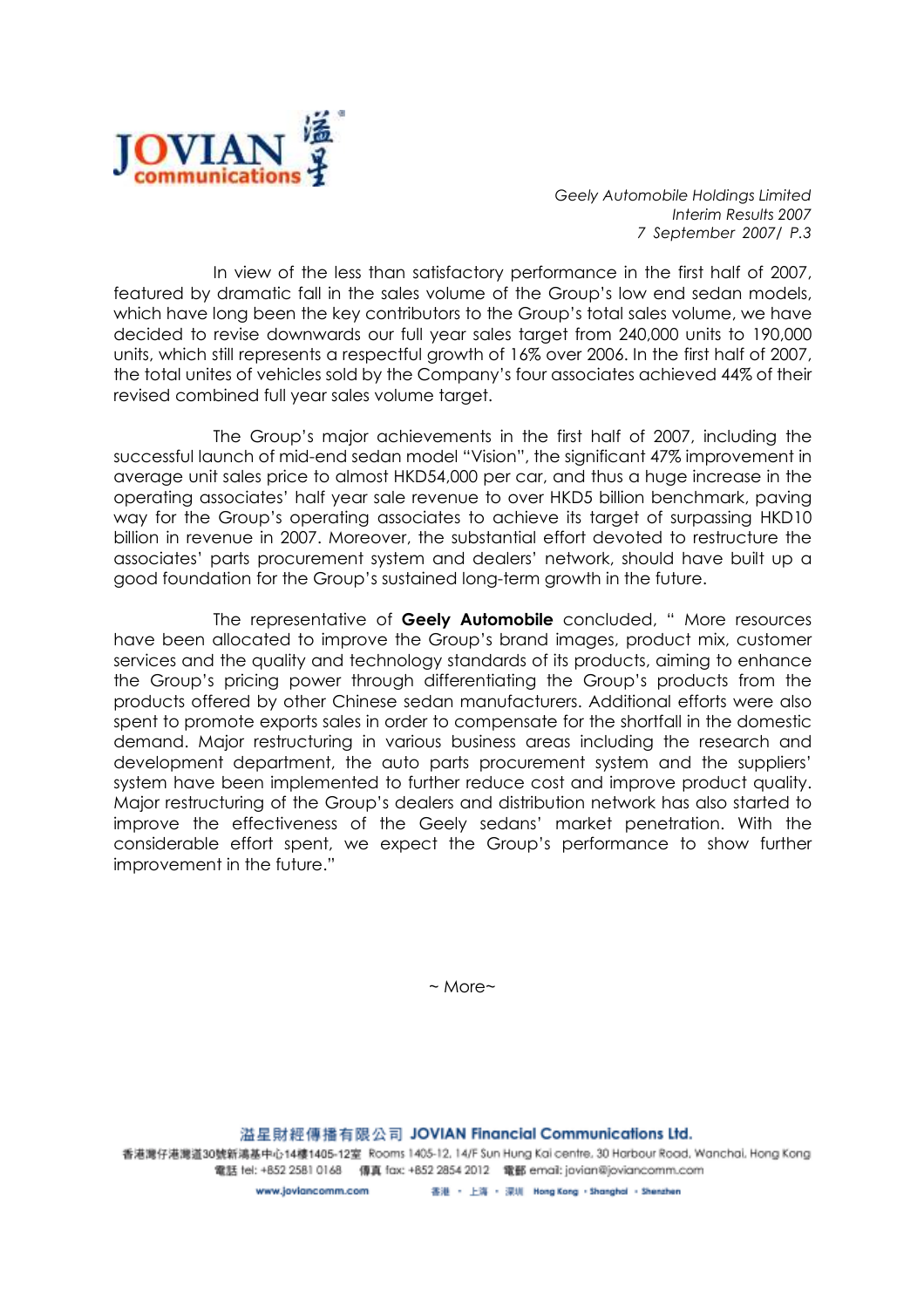In view of the less than satisfactory performance in the first half of 2007, featured by dramatic fall in the sales volume of the Group's low end sedan models, which have long been the key contributors to the Group's total sales volume, we have decided to revise downwards our full year sales target from 240,000 units to 190,000 units, which still represents a respectful growth of 16% over 2006. In the first half of 2007, the total unites of vehicles sold by the Company's four associates achieved 44% of their revised combined full year sales volume target.

The Group's major achievements in the first half of 2007, including the successful launch of mid-end sedan model "Vision", the significant 47% improvement in average unit sales price to almost HKD54,000 per car, and thus a huge increase in the operating associates' half year sale revenue to over HKD5 billion benchmark, paving way for the Group's operating associates to achieve its target of surpassing HKD10 billion in revenue in 2007. Moreover, the substantial effort devoted to restructure the associates' parts procurement system and dealers' network, should have built up a good foundation for the Group's sustained long-term growth in the future.

The representative of **Geely Automobile** concluded, " More resources have been allocated to improve the Group's brand images, product mix, customer services and the quality and technology standards of its products, aiming to enhance the Group's pricing power through differentiating the Group's products from the products offered by other Chinese sedan manufacturers. Additional efforts were also spent to promote exports sales in order to compensate for the shortfall in the domestic demand. Major restructuring in various business areas including the research and development department, the auto parts procurement system and the suppliers' system have been implemented to further reduce cost and improve product quality. Major restructuring of the Group's dealers and distribution network has also started to improve the effectiveness of the Geely sedans' market penetration. With the considerable effort spent, we expect the Group's performance to show further improvement in the future."

~ More~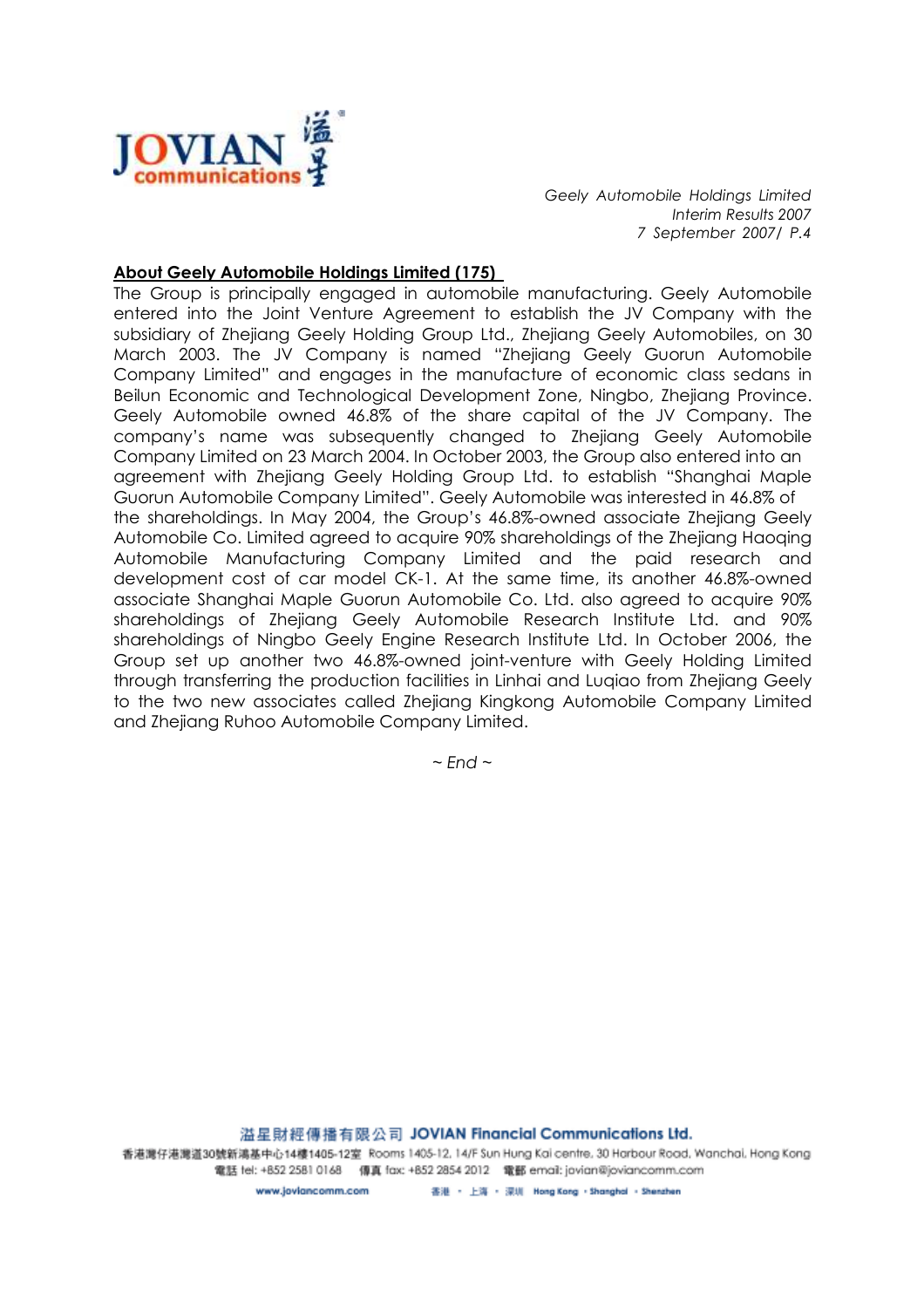## About Geely Automobile Holdings Limited (175)

The Group is principally engaged in automobile manufacturing. Geely Automobile entered into the Joint Venture Agreement to establish the JV Company with the subsidiary of Zhejiang Geely Holding Group Ltd., Zhejiang Geely Automobiles, on 30 March 2003. The JV Company is named "Zhejiang Geely Guorun Automobile Company Limited" and engages in the manufacture of economic class sedans in Beilun Economic and Technological Development Zone, Ningbo, Zhejiang Province. Geely Automobile owned 46.8% of the share capital of the JV Company. The company's name was subsequently changed to Zhejiang Geely Automobile Company Limited on 23 March 2004. In October 2003, the Group also entered into an agreement with Zhejiang Geely Holding Group Ltd. to establish "Shanghai Maple Guorun Automobile Company Limited". Geely Automobile was interested in 46.8% of the shareholdings. In May 2004, the Group's 46.8%-owned associate Zhejiang Geely Automobile Co. Limited agreed to acquire 90% shareholdings of the Zhejiang Haoqing Automobile Manufacturing Company Limited and the paid research and development cost of car model CK-1. At the same time, its another 46.8%-owned associate Shanghai Maple Guorun Automobile Co. Ltd. also agreed to acquire 90% shareholdings of Zhejiang Geely Automobile Research Institute Ltd. and 90% shareholdings of Ningbo Geely Engine Research Institute Ltd. In October 2006, the Group set up another two 46.8%-owned joint-venture with Geely Holding Limited through transferring the production facilities in Linhai and Luqiao from Zhejiang Geely to the two new associates called Zhejiang Kingkong Automobile Company Limited and Zhejiang Ruhoo Automobile Company Limited.

*~ End ~*